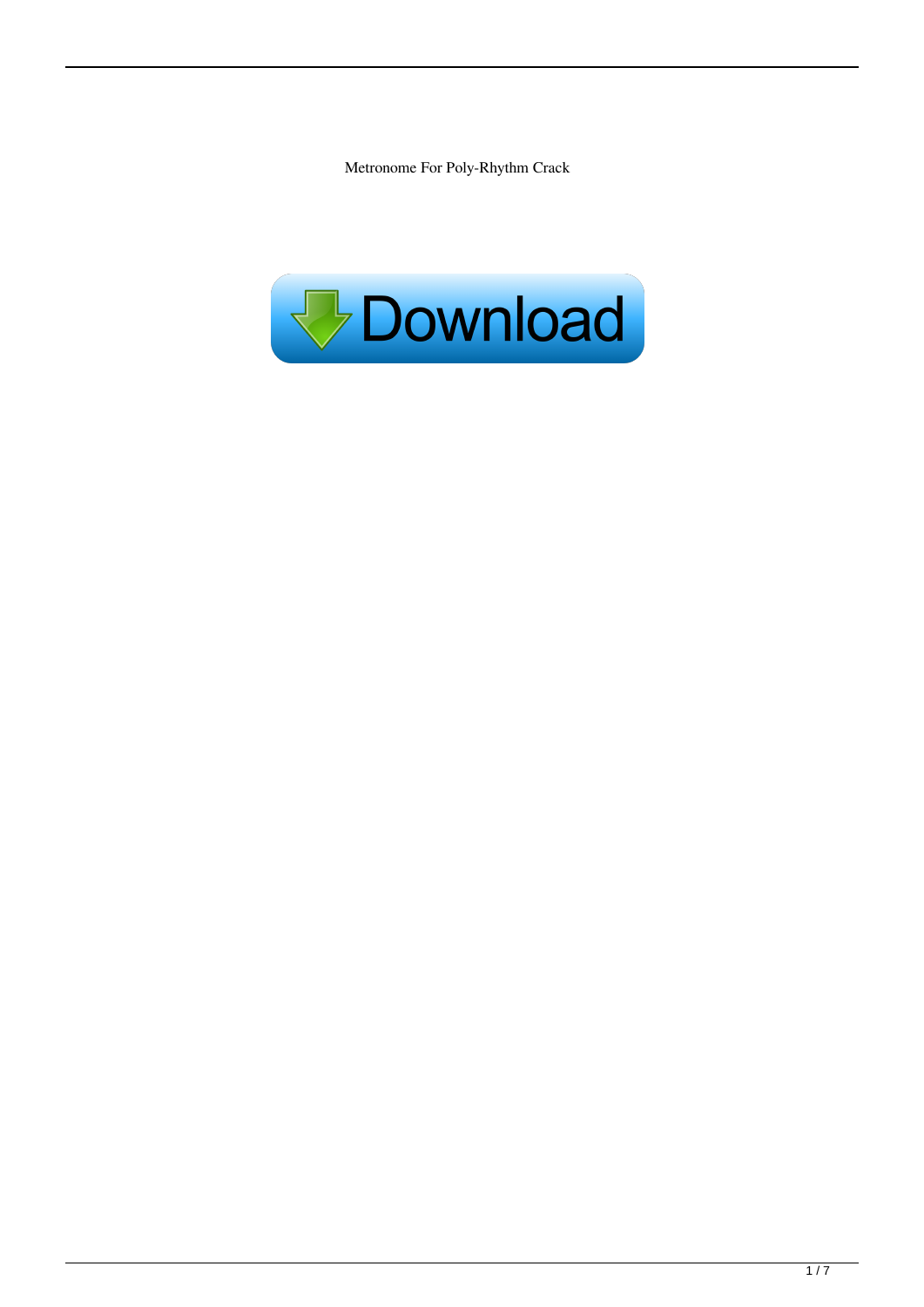Metronome For Poly-Rhythm Crack

Download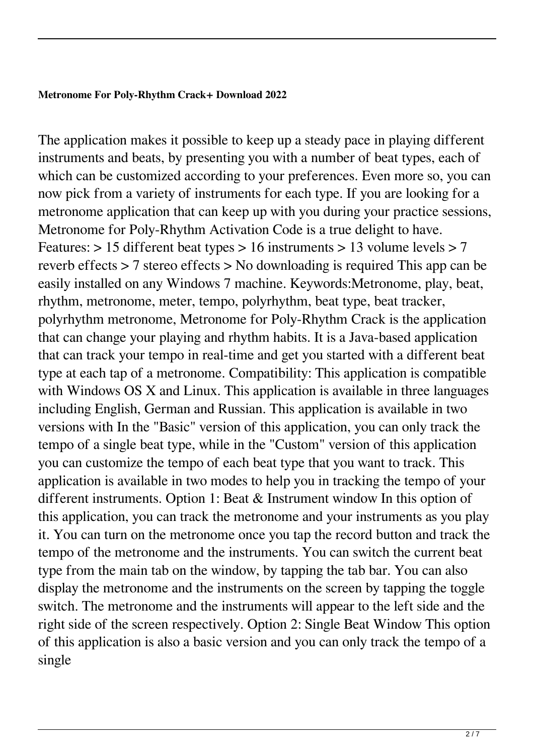**Metronome For Poly-Rhythm Crack+ Download 2022**

The application makes it possible to keep up a steady pace in playing different instruments and beats, by presenting you with a number of beat types, each of which can be customized according to your preferences. Even more so, you can now pick from a variety of instruments for each type. If you are looking for a metronome application that can keep up with you during your practice sessions, Metronome for Poly-Rhythm Activation Code is a true delight to have. Features: > 15 different beat types > 16 instruments > 13 volume levels > 7 reverb effects > 7 stereo effects > No downloading is required This app can be easily installed on any Windows 7 machine. Keywords:Metronome, play, beat, rhythm, metronome, meter, tempo, polyrhythm, beat type, beat tracker, polyrhythm metronome, Metronome for Poly-Rhythm Crack is the application that can change your playing and rhythm habits. It is a Java-based application that can track your tempo in real-time and get you started with a different beat type at each tap of a metronome. Compatibility: This application is compatible with Windows OS X and Linux. This application is available in three languages including English, German and Russian. This application is available in two versions with In the "Basic" version of this application, you can only track the tempo of a single beat type, while in the "Custom" version of this application you can customize the tempo of each beat type that you want to track. This application is available in two modes to help you in tracking the tempo of your different instruments. Option 1: Beat & Instrument window In this option of this application, you can track the metronome and your instruments as you play it. You can turn on the metronome once you tap the record button and track the tempo of the metronome and the instruments. You can switch the current beat type from the main tab on the window, by tapping the tab bar. You can also display the metronome and the instruments on the screen by tapping the toggle switch. The metronome and the instruments will appear to the left side and the right side of the screen respectively. Option 2: Single Beat Window This option of this application is also a basic version and you can only track the tempo of a single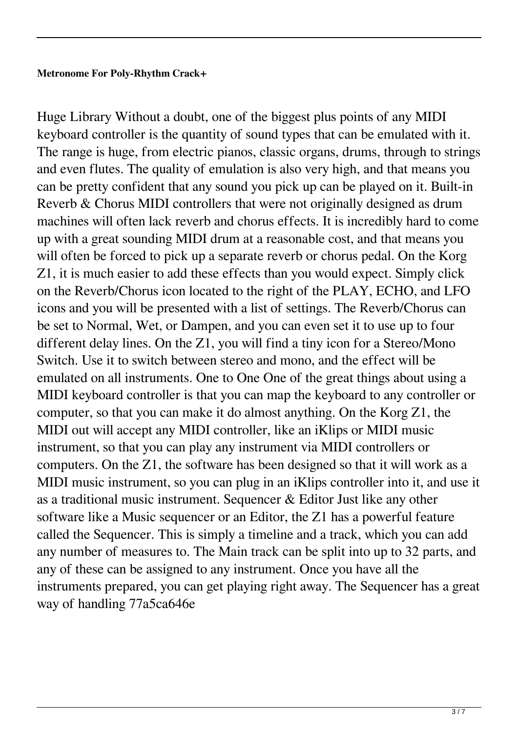**Metronome For Poly-Rhythm Crack+**

Huge Library Without a doubt, one of the biggest plus points of any MIDI keyboard controller is the quantity of sound types that can be emulated with it. The range is huge, from electric pianos, classic organs, drums, through to strings and even flutes. The quality of emulation is also very high, and that means you can be pretty confident that any sound you pick up can be played on it. Built-in Reverb & Chorus MIDI controllers that were not originally designed as drum machines will often lack reverb and chorus effects. It is incredibly hard to come up with a great sounding MIDI drum at a reasonable cost, and that means you will often be forced to pick up a separate reverb or chorus pedal. On the Korg Z1, it is much easier to add these effects than you would expect. Simply click on the Reverb/Chorus icon located to the right of the PLAY, ECHO, and LFO icons and you will be presented with a list of settings. The Reverb/Chorus can be set to Normal, Wet, or Dampen, and you can even set it to use up to four different delay lines. On the Z1, you will find a tiny icon for a Stereo/Mono Switch. Use it to switch between stereo and mono, and the effect will be emulated on all instruments. One to One One of the great things about using a MIDI keyboard controller is that you can map the keyboard to any controller or computer, so that you can make it do almost anything. On the Korg Z1, the MIDI out will accept any MIDI controller, like an iKlips or MIDI music instrument, so that you can play any instrument via MIDI controllers or computers. On the Z1, the software has been designed so that it will work as a MIDI music instrument, so you can plug in an iKlips controller into it, and use it as a traditional music instrument. Sequencer & Editor Just like any other software like a Music sequencer or an Editor, the Z1 has a powerful feature called the Sequencer. This is simply a timeline and a track, which you can add any number of measures to. The Main track can be split into up to 32 parts, and any of these can be assigned to any instrument. Once you have all the instruments prepared, you can get playing right away. The Sequencer has a great way of handling 77a5ca646e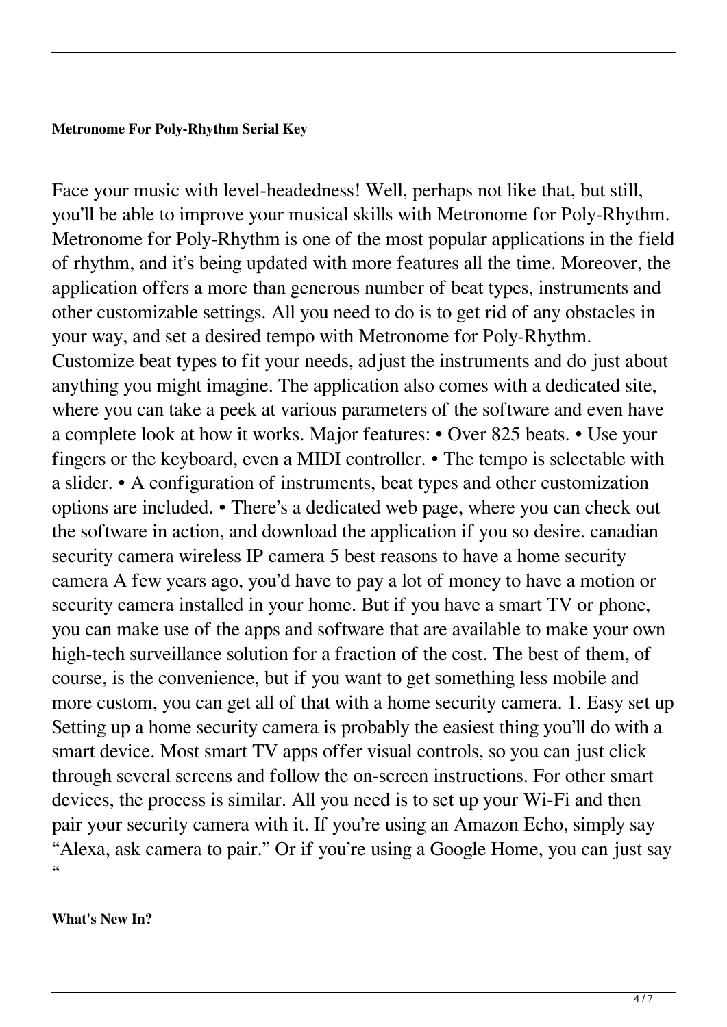**Metronome For Poly-Rhythm Serial Key**

Face your music with level-headedness! Well, perhaps not like that, but still, you'll be able to improve your musical skills with Metronome for Poly-Rhythm. Metronome for Poly-Rhythm is one of the most popular applications in the field of rhythm, and it's being updated with more features all the time. Moreover, the application offers a more than generous number of beat types, instruments and other customizable settings. All you need to do is to get rid of any obstacles in your way, and set a desired tempo with Metronome for Poly-Rhythm. Customize beat types to fit your needs, adjust the instruments and do just about anything you might imagine. The application also comes with a dedicated site, where you can take a peek at various parameters of the software and even have a complete look at how it works. Major features: • Over 825 beats. • Use your fingers or the keyboard, even a MIDI controller. • The tempo is selectable with a slider. • A configuration of instruments, beat types and other customization options are included. • There's a dedicated web page, where you can check out the software in action, and download the application if you so desire. canadian security camera wireless IP camera 5 best reasons to have a home security camera A few years ago, you'd have to pay a lot of money to have a motion or security camera installed in your home. But if you have a smart TV or phone, you can make use of the apps and software that are available to make your own high-tech surveillance solution for a fraction of the cost. The best of them, of course, is the convenience, but if you want to get something less mobile and more custom, you can get all of that with a home security camera. 1. Easy set up Setting up a home security camera is probably the easiest thing you'll do with a smart device. Most smart TV apps offer visual controls, so you can just click through several screens and follow the on-screen instructions. For other smart devices, the process is similar. All you need is to set up your Wi-Fi and then pair your security camera with it. If you're using an Amazon Echo, simply say "Alexa, ask camera to pair." Or if you're using a Google Home, you can just say "

**What's New In?**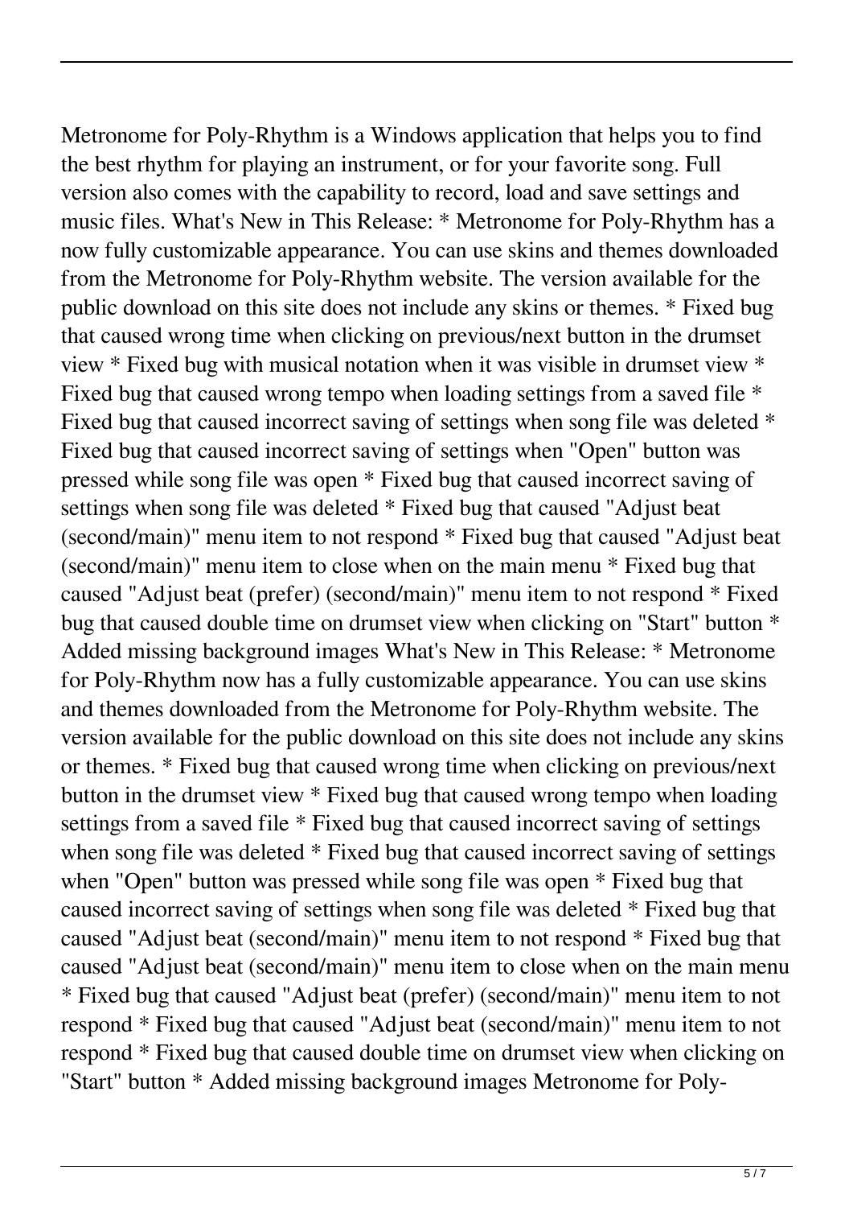Metronome for Poly-Rhythm is a Windows application that helps you to find the best rhythm for playing an instrument, or for your favorite song. Full version also comes with the capability to record, load and save settings and music files. What's New in This Release: * Metronome for Poly-Rhythm has a now fully customizable appearance. You can use skins and themes downloaded from the Metronome for Poly-Rhythm website. The version available for the public download on this site does not include any skins or themes. * Fixed bug that caused wrong time when clicking on previous/next button in the drumset view * Fixed bug with musical notation when it was visible in drumset view * Fixed bug that caused wrong tempo when loading settings from a saved file * Fixed bug that caused incorrect saving of settings when song file was deleted * Fixed bug that caused incorrect saving of settings when "Open" button was pressed while song file was open * Fixed bug that caused incorrect saving of settings when song file was deleted * Fixed bug that caused "Adjust beat (second/main)" menu item to not respond * Fixed bug that caused "Adjust beat (second/main)" menu item to close when on the main menu * Fixed bug that caused "Adjust beat (prefer) (second/main)" menu item to not respond * Fixed bug that caused double time on drumset view when clicking on "Start" button * Added missing background images What's New in This Release: * Metronome for Poly-Rhythm now has a fully customizable appearance. You can use skins and themes downloaded from the Metronome for Poly-Rhythm website. The version available for the public download on this site does not include any skins or themes. * Fixed bug that caused wrong time when clicking on previous/next button in the drumset view * Fixed bug that caused wrong tempo when loading settings from a saved file * Fixed bug that caused incorrect saving of settings when song file was deleted * Fixed bug that caused incorrect saving of settings when "Open" button was pressed while song file was open * Fixed bug that caused incorrect saving of settings when song file was deleted * Fixed bug that caused "Adjust beat (second/main)" menu item to not respond * Fixed bug that caused "Adjust beat (second/main)" menu item to close when on the main menu * Fixed bug that caused "Adjust beat (prefer) (second/main)" menu item to not respond * Fixed bug that caused "Adjust beat (second/main)" menu item to not respond * Fixed bug that caused double time on drumset view when clicking on "Start" button * Added missing background images Metronome for Poly-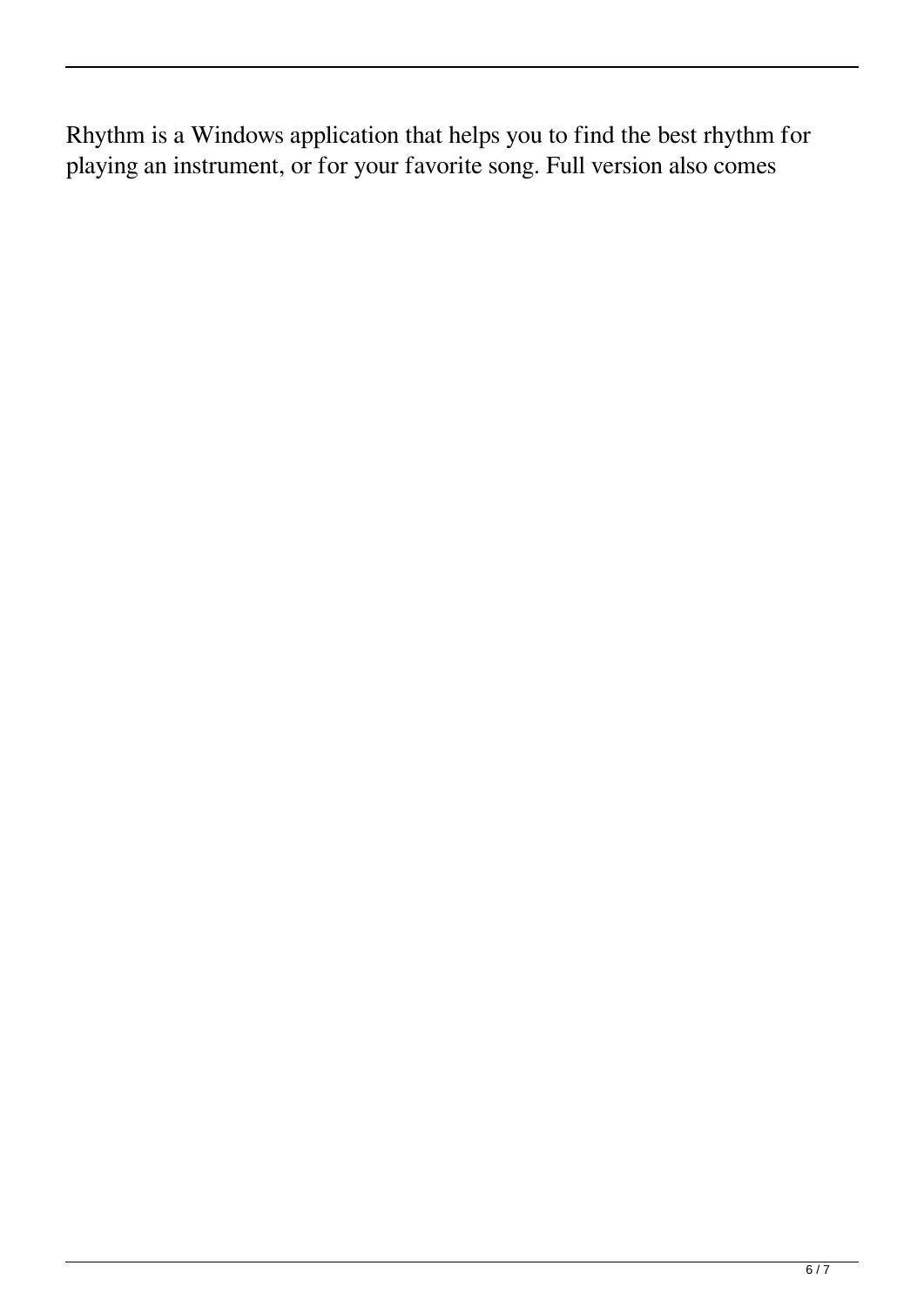Rhythm is a Windows application that helps you to find the best rhythm for playing an instrument, or for your favorite song. Full version also comes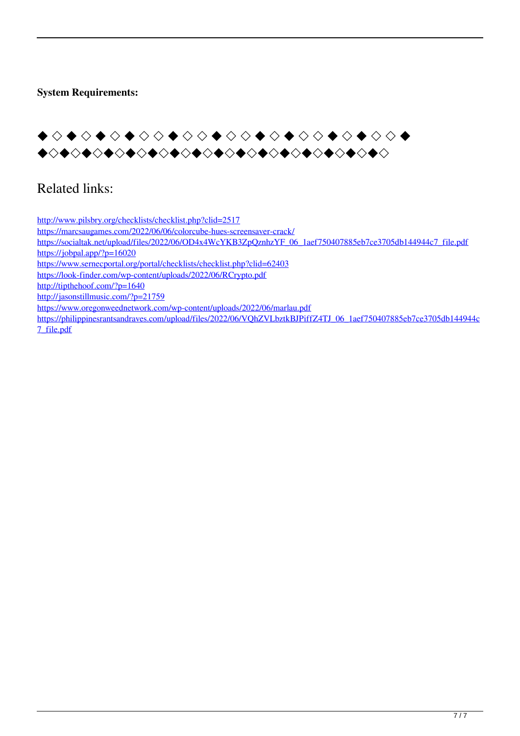**System Requirements:**

◆◇◆◇◆◇◆◇◇◆◇◇◆◇◇◆◇◆◇◇◆◇◆◇◇◆
◆◇◆◇◆◇◆◇◆◆◇◆◇◆◇◆◇◆◇◆◇◆◇◆◇◆◇◆◇◆◇◆◇◆◇

## Related links:

http://www.pilsbry.org/checklists/checklist.php?clid=2517
https://marcsaugames.com/2022/06/06/colorcube-hues-screensaver-crack/
https://socialtak.net/upload/files/2022/06/OD4x4WcYKB3ZpQznhzYF_06_1aef750407885eb7ce3705db144944c7_file.pdf
https://jobpal.app/?p=16020
https://www.sernecportal.org/portal/checklists/checklist.php?clid=62403
https://look-finder.com/wp-content/uploads/2022/06/RCrypto.pdf
http://tipthehoof.com/?p=1640
http://jasonstillmusic.com/?p=21759
https://www.oregonweednetwork.com/wp-content/uploads/2022/06/marlau.pdf
https://philippinesrantsandraves.com/upload/files/2022/06/VQhZVLbztkBJPiffZ4TJ_06_1aef750407885eb7ce3705db144944c7_file.pdf